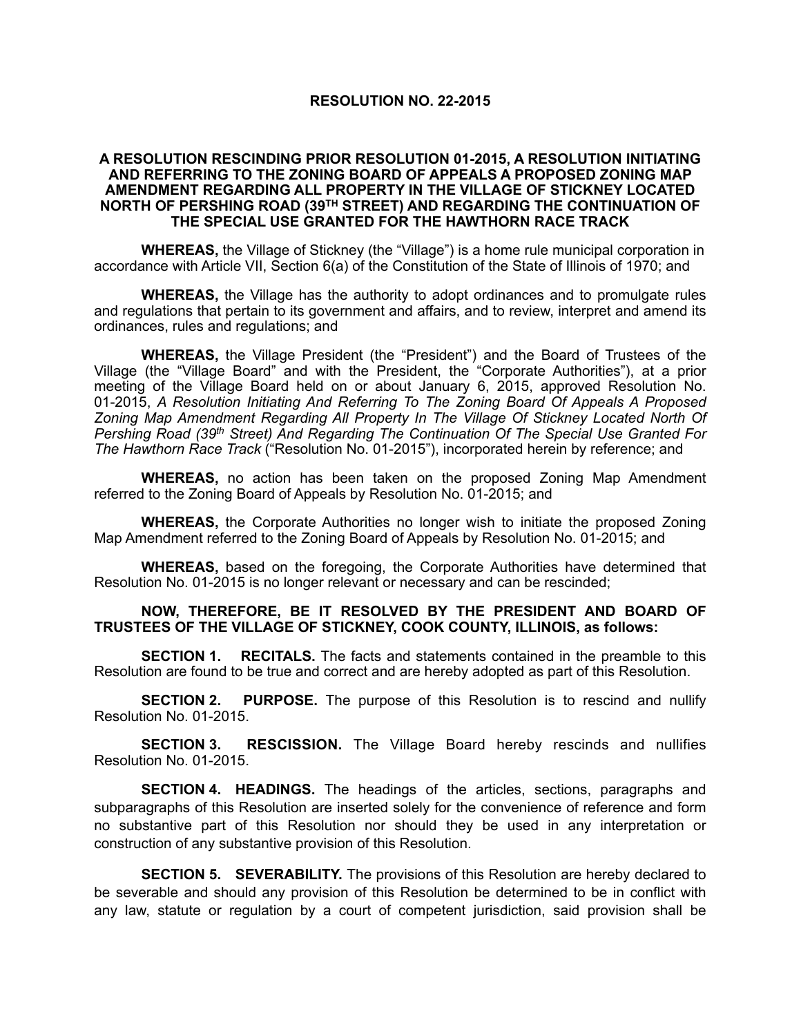# RESOLUTION NO. 22-2015

## A RESOLUTION RESCINDING PRIOR RESOLUTION 01-2015, A RESOLUTION INITIATING AND REFERRING TO THE ZONING BOARD OF APPEALS A PROPOSED ZONING MAP AMENDMENT REGARDING ALL PROPERTY IN THE VILLAGE OF STICKNEY LOCATED NORTH OF PERSHING ROAD (39TH STREET) AND REGARDING THE CONTINUATION OF THE SPECIAL USE GRANTED FOR THE HAWTHORN RACE TRACK

**WHEREAS,** the Village of Stickney (the "Village") is a home rule municipal corporation in accordance with Article VII, Section 6(a) of the Constitution of the State of Illinois of 1970; and

**WHEREAS,** the Village has the authority to adopt ordinances and to promulgate rules and regulations that pertain to its government and affairs, and to review, interpret and amend its ordinances, rules and regulations; and

**WHEREAS,** the Village President (the "President") and the Board of Trustees of the Village (the "Village Board" and with the President, the "Corporate Authorities"), at a prior meeting of the Village Board held on or about January 6, 2015, approved Resolution No. 01-2015, *A Resolution Initiating And Referring To The Zoning Board Of Appeals A Proposed Zoning Map Amendment Regarding All Property In The Village Of Stickney Located North Of Pershing Road (39th Street) And Regarding The Continuation Of The Special Use Granted For The Hawthorn Race Track* ("Resolution No. 01-2015"), incorporated herein by reference; and

**WHEREAS,** no action has been taken on the proposed Zoning Map Amendment referred to the Zoning Board of Appeals by Resolution No. 01-2015; and

**WHEREAS,** the Corporate Authorities no longer wish to initiate the proposed Zoning Map Amendment referred to the Zoning Board of Appeals by Resolution No. 01-2015; and

**WHEREAS,** based on the foregoing, the Corporate Authorities have determined that Resolution No. 01-2015 is no longer relevant or necessary and can be rescinded;

**NOW, THEREFORE, BE IT RESOLVED BY THE PRESIDENT AND BOARD OF TRUSTEES OF THE VILLAGE OF STICKNEY, COOK COUNTY, ILLINOIS, as follows:**

**SECTION 1. RECITALS.** The facts and statements contained in the preamble to this Resolution are found to be true and correct and are hereby adopted as part of this Resolution.

**SECTION 2. PURPOSE.** The purpose of this Resolution is to rescind and nullify Resolution No. 01-2015.

**SECTION 3. RESCISSION.** The Village Board hereby rescinds and nullifies Resolution No. 01-2015.

**SECTION 4. HEADINGS.** The headings of the articles, sections, paragraphs and subparagraphs of this Resolution are inserted solely for the convenience of reference and form no substantive part of this Resolution nor should they be used in any interpretation or construction of any substantive provision of this Resolution.

**SECTION 5. SEVERABILITY.** The provisions of this Resolution are hereby declared to be severable and should any provision of this Resolution be determined to be in conflict with any law, statute or regulation by a court of competent jurisdiction, said provision shall be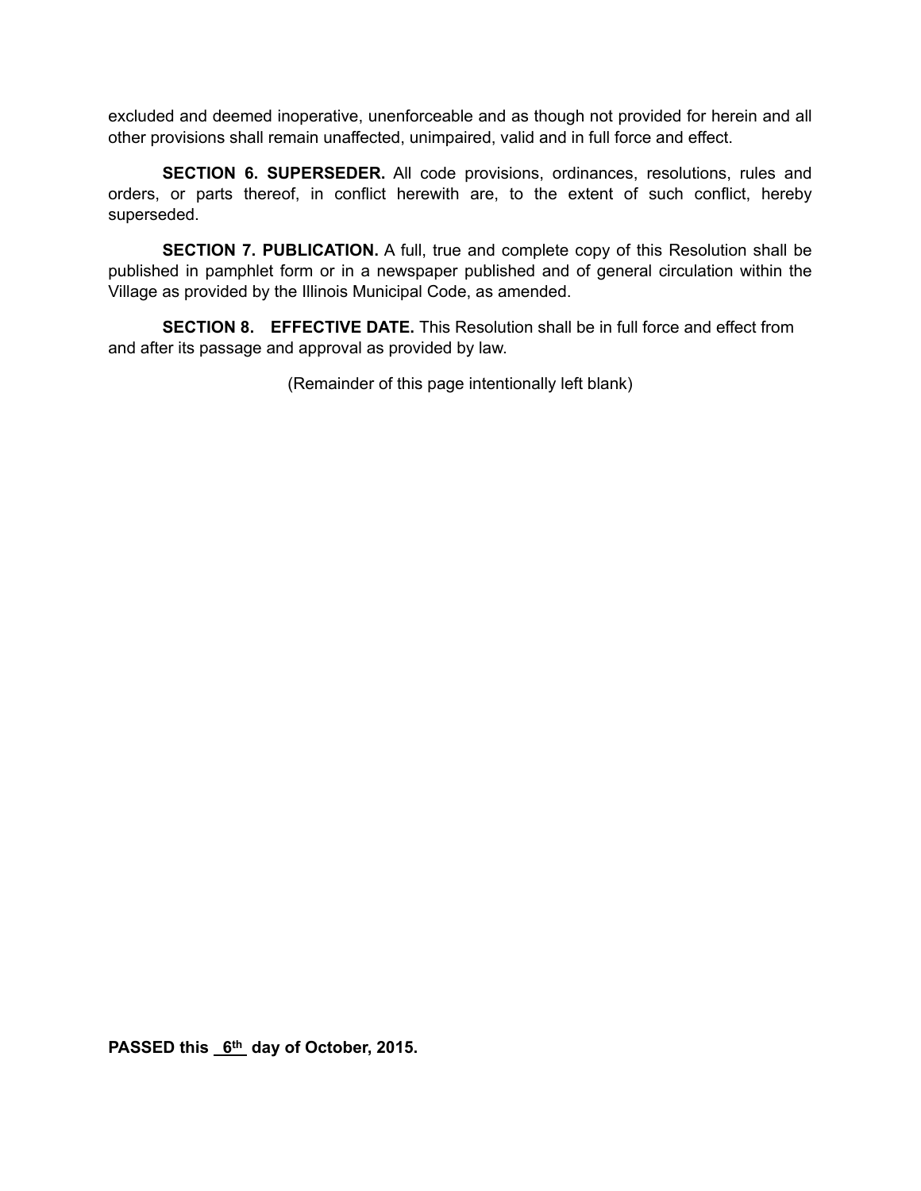excluded and deemed inoperative, unenforceable and as though not provided for herein and all other provisions shall remain unaffected, unimpaired, valid and in full force and effect.

**SECTION 6. SUPERSEDER.** All code provisions, ordinances, resolutions, rules and orders, or parts thereof, in conflict herewith are, to the extent of such conflict, hereby superseded.

**SECTION 7. PUBLICATION.** A full, true and complete copy of this Resolution shall be published in pamphlet form or in a newspaper published and of general circulation within the Village as provided by the Illinois Municipal Code, as amended.

**SECTION 8. EFFECTIVE DATE.** This Resolution shall be in full force and effect from and after its passage and approval as provided by law.

(Remainder of this page intentionally left blank)

**PASSED this 6th day of October, 2015.**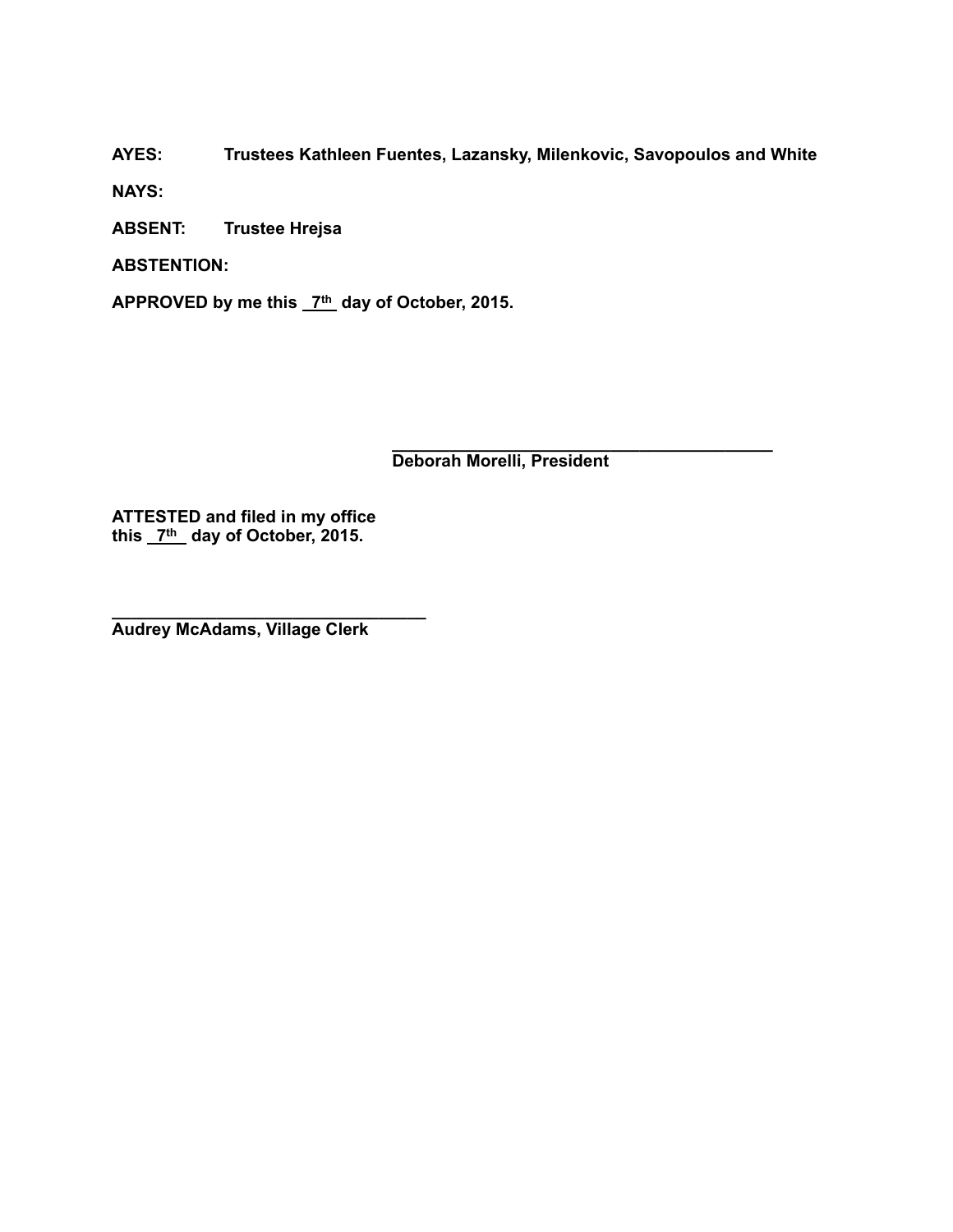**AYES:** Trustees Kathleen Fuentes, Lazansky, Milenkovic, Savopoulos and White

**NAYS:**

**ABSENT:** Trustee Hrejsa

**ABSTENTION:**

**APPROVED by me this 7th day of October, 2015.**

\_\_\_\_\_\_\_\_\_\_\_\_\_\_\_\_\_\_\_\_\_\_\_\_\_\_\_\_\_\_\_\_\_\_\_\_\_\_\_\_\_

**Deborah Morelli, President**

**ATTESTED and filed in my office this 7th day of October, 2015.**

\_\_\_\_\_\_\_\_\_\_\_\_\_\_\_\_\_\_\_\_\_\_\_\_\_\_\_\_\_\_\_\_\_\_

**Audrey McAdams, Village Clerk**